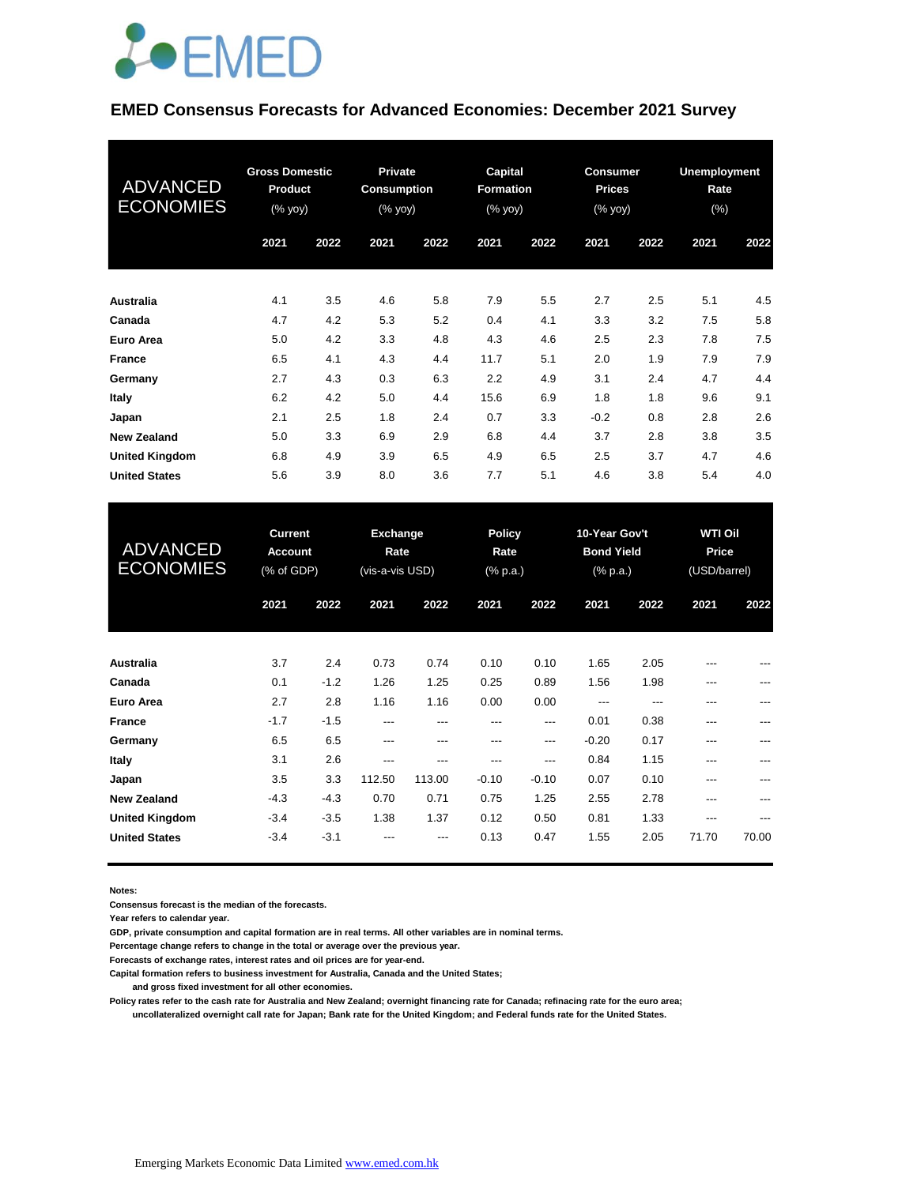EMED

## EMED Consensus Forecasts for Advanced Economies: December 2021 Survey

| ADVANCED ECONOMIES | Gross Domestic Product (% yoy) | | Private Consumption (% yoy) | | Capital Formation (% yoy) | | Consumer Prices (% yoy) | | Unemployment Rate (%) | |
|---|---|---|---|---|---|---|---|---|---|---|
| | 2021 | 2022 | 2021 | 2022 | 2021 | 2022 | 2021 | 2022 | 2021 | 2022 |
| **Australia** | 4.1 | 3.5 | 4.6 | 5.8 | 7.9 | 5.5 | 2.7 | 2.5 | 5.1 | 4.5 |
| **Canada** | 4.7 | 4.2 | 5.3 | 5.2 | 0.4 | 4.1 | 3.3 | 3.2 | 7.5 | 5.8 |
| **Euro Area** | 5.0 | 4.2 | 3.3 | 4.8 | 4.3 | 4.6 | 2.5 | 2.3 | 7.8 | 7.5 |
| **France** | 6.5 | 4.1 | 4.3 | 4.4 | 11.7 | 5.1 | 2.0 | 1.9 | 7.9 | 7.9 |
| **Germany** | 2.7 | 4.3 | 0.3 | 6.3 | 2.2 | 4.9 | 3.1 | 2.4 | 4.7 | 4.4 |
| **Italy** | 6.2 | 4.2 | 5.0 | 4.4 | 15.6 | 6.9 | 1.8 | 1.8 | 9.6 | 9.1 |
| **Japan** | 2.1 | 2.5 | 1.8 | 2.4 | 0.7 | 3.3 | -0.2 | 0.8 | 2.8 | 2.6 |
| **New Zealand** | 5.0 | 3.3 | 6.9 | 2.9 | 6.8 | 4.4 | 3.7 | 2.8 | 3.8 | 3.5 |
| **United Kingdom** | 6.8 | 4.9 | 3.9 | 6.5 | 4.9 | 6.5 | 2.5 | 3.7 | 4.7 | 4.6 |
| **United States** | 5.6 | 3.9 | 8.0 | 3.6 | 7.7 | 5.1 | 4.6 | 3.8 | 5.4 | 4.0 |

| ADVANCED ECONOMIES | Current Account (% of GDP) | | Exchange Rate (vis-a-vis USD) | | Policy Rate (% p.a.) | | 10-Year Gov't Bond Yield (% p.a.) | | WTI Oil Price (USD/barrel) | |
|---|---|---|---|---|---|---|---|---|---|---|
| | 2021 | 2022 | 2021 | 2022 | 2021 | 2022 | 2021 | 2022 | 2021 | 2022 |
| **Australia** | 3.7 | 2.4 | 0.73 | 0.74 | 0.10 | 0.10 | 1.65 | 2.05 | --- | --- |
| **Canada** | 0.1 | -1.2 | 1.26 | 1.25 | 0.25 | 0.89 | 1.56 | 1.98 | --- | --- |
| **Euro Area** | 2.7 | 2.8 | 1.16 | 1.16 | 0.00 | 0.00 | --- | --- | --- | --- |
| **France** | -1.7 | -1.5 | --- | --- | --- | --- | 0.01 | 0.38 | --- | --- |
| **Germany** | 6.5 | 6.5 | --- | --- | --- | --- | -0.20 | 0.17 | --- | --- |
| **Italy** | 3.1 | 2.6 | --- | --- | --- | --- | 0.84 | 1.15 | --- | --- |
| **Japan** | 3.5 | 3.3 | 112.50 | 113.00 | -0.10 | -0.10 | 0.07 | 0.10 | --- | --- |
| **New Zealand** | -4.3 | -4.3 | 0.70 | 0.71 | 0.75 | 1.25 | 2.55 | 2.78 | --- | --- |
| **United Kingdom** | -3.4 | -3.5 | 1.38 | 1.37 | 0.12 | 0.50 | 0.81 | 1.33 | --- | --- |
| **United States** | -3.4 | -3.1 | --- | --- | 0.13 | 0.47 | 1.55 | 2.05 | 71.70 | 70.00 |

**Notes:**

**Consensus forecast is the median of the forecasts.**

**Year refers to calendar year.**

**GDP, private consumption and capital formation are in real terms. All other variables are in nominal terms.**

**Percentage change refers to change in the total or average over the previous year.**

**Forecasts of exchange rates, interest rates and oil prices are for year-end.**

**Capital formation refers to business investment for Australia, Canada and the United States; and gross fixed investment for all other economies.**

**Policy rates refer to the cash rate for Australia and New Zealand; overnight financing rate for Canada; refinacing rate for the euro area; uncollateralized overnight call rate for Japan; Bank rate for the United Kingdom; and Federal funds rate for the United States.**

Emerging Markets Economic Data Limited www.emed.com.hk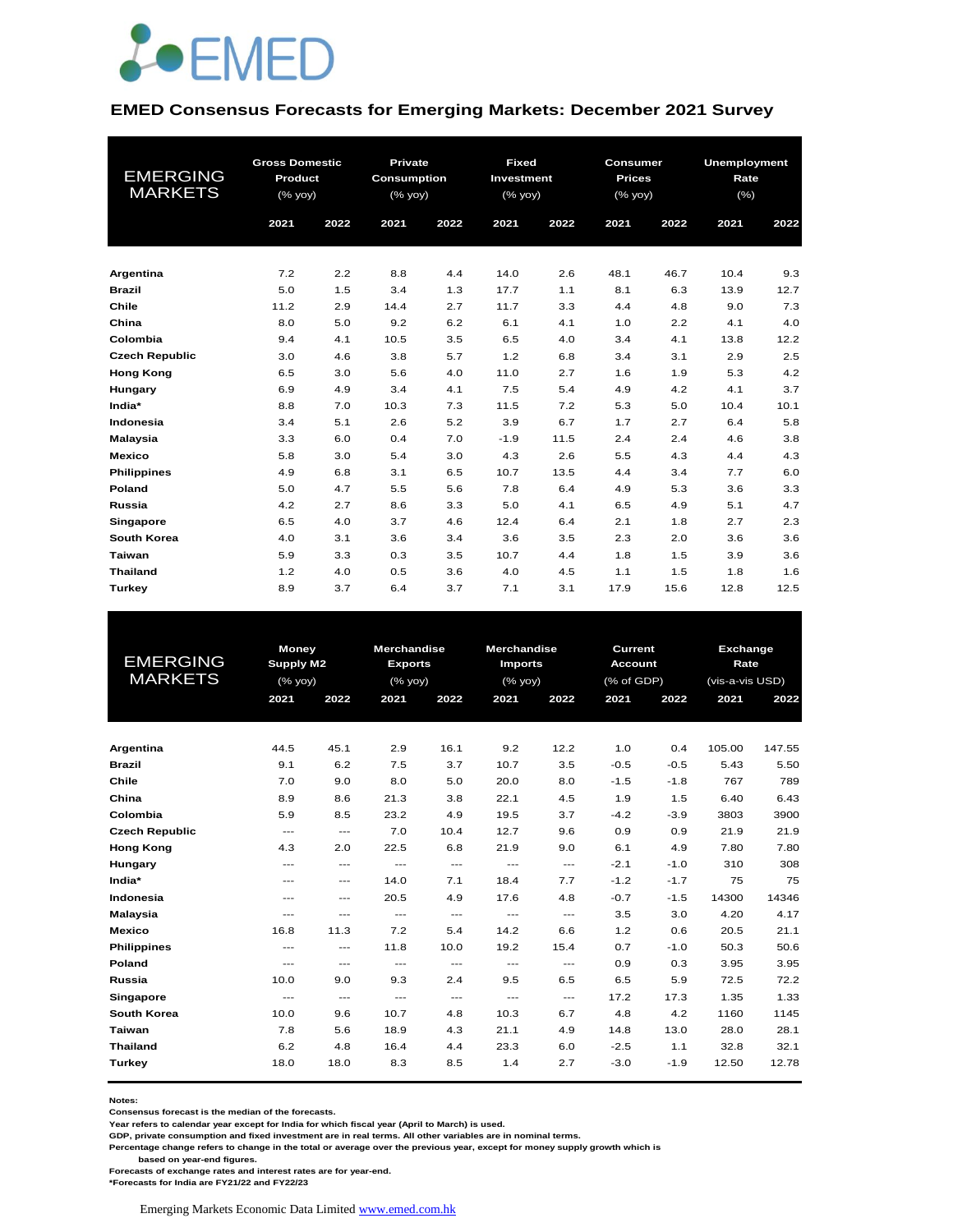EMED

## EMED Consensus Forecasts for Emerging Markets: December 2021 Survey

| EMERGING MARKETS | Gross Domestic Product (% yoy) | | Private Consumption (% yoy) | | Fixed Investment (% yoy) | | Consumer Prices (% yoy) | | Unemployment Rate (%) | |
|---|---|---|---|---|---|---|---|---|---|---|
| | 2021 | 2022 | 2021 | 2022 | 2021 | 2022 | 2021 | 2022 | 2021 | 2022 |
| **Argentina** | 7.2 | 2.2 | 8.8 | 4.4 | 14.0 | 2.6 | 48.1 | 46.7 | 10.4 | 9.3 |
| **Brazil** | 5.0 | 1.5 | 3.4 | 1.3 | 17.7 | 1.1 | 8.1 | 6.3 | 13.9 | 12.7 |
| **Chile** | 11.2 | 2.9 | 14.4 | 2.7 | 11.7 | 3.3 | 4.4 | 4.8 | 9.0 | 7.3 |
| **China** | 8.0 | 5.0 | 9.2 | 6.2 | 6.1 | 4.1 | 1.0 | 2.2 | 4.1 | 4.0 |
| **Colombia** | 9.4 | 4.1 | 10.5 | 3.5 | 6.5 | 4.0 | 3.4 | 4.1 | 13.8 | 12.2 |
| **Czech Republic** | 3.0 | 4.6 | 3.8 | 5.7 | 1.2 | 6.8 | 3.4 | 3.1 | 2.9 | 2.5 |
| **Hong Kong** | 6.5 | 3.0 | 5.6 | 4.0 | 11.0 | 2.7 | 1.6 | 1.9 | 5.3 | 4.2 |
| **Hungary** | 6.9 | 4.9 | 3.4 | 4.1 | 7.5 | 5.4 | 4.9 | 4.2 | 4.1 | 3.7 |
| **India*** | 8.8 | 7.0 | 10.3 | 7.3 | 11.5 | 7.2 | 5.3 | 5.0 | 10.4 | 10.1 |
| **Indonesia** | 3.4 | 5.1 | 2.6 | 5.2 | 3.9 | 6.7 | 1.7 | 2.7 | 6.4 | 5.8 |
| **Malaysia** | 3.3 | 6.0 | 0.4 | 7.0 | -1.9 | 11.5 | 2.4 | 2.4 | 4.6 | 3.8 |
| **Mexico** | 5.8 | 3.0 | 5.4 | 3.0 | 4.3 | 2.6 | 5.5 | 4.3 | 4.4 | 4.3 |
| **Philippines** | 4.9 | 6.8 | 3.1 | 6.5 | 10.7 | 13.5 | 4.4 | 3.4 | 7.7 | 6.0 |
| **Poland** | 5.0 | 4.7 | 5.5 | 5.6 | 7.8 | 6.4 | 4.9 | 5.3 | 3.6 | 3.3 |
| **Russia** | 4.2 | 2.7 | 8.6 | 3.3 | 5.0 | 4.1 | 6.5 | 4.9 | 5.1 | 4.7 |
| **Singapore** | 6.5 | 4.0 | 3.7 | 4.6 | 12.4 | 6.4 | 2.1 | 1.8 | 2.7 | 2.3 |
| **South Korea** | 4.0 | 3.1 | 3.6 | 3.4 | 3.6 | 3.5 | 2.3 | 2.0 | 3.6 | 3.6 |
| **Taiwan** | 5.9 | 3.3 | 0.3 | 3.5 | 10.7 | 4.4 | 1.8 | 1.5 | 3.9 | 3.6 |
| **Thailand** | 1.2 | 4.0 | 0.5 | 3.6 | 4.0 | 4.5 | 1.1 | 1.5 | 1.8 | 1.6 |
| **Turkey** | 8.9 | 3.7 | 6.4 | 3.7 | 7.1 | 3.1 | 17.9 | 15.6 | 12.8 | 12.5 |

| EMERGING MARKETS | Money Supply M2 (% yoy) | | Merchandise Exports (% yoy) | | Merchandise Imports (% yoy) | | Current Account (% of GDP) | | Exchange Rate (vis-a-vis USD) | |
|---|---|---|---|---|---|---|---|---|---|---|
| | 2021 | 2022 | 2021 | 2022 | 2021 | 2022 | 2021 | 2022 | 2021 | 2022 |
| **Argentina** | 44.5 | 45.1 | 2.9 | 16.1 | 9.2 | 12.2 | 1.0 | 0.4 | 105.00 | 147.55 |
| **Brazil** | 9.1 | 6.2 | 7.5 | 3.7 | 10.7 | 3.5 | -0.5 | -0.5 | 5.43 | 5.50 |
| **Chile** | 7.0 | 9.0 | 8.0 | 5.0 | 20.0 | 8.0 | -1.5 | -1.8 | 767 | 789 |
| **China** | 8.9 | 8.6 | 21.3 | 3.8 | 22.1 | 4.5 | 1.9 | 1.5 | 6.40 | 6.43 |
| **Colombia** | 5.9 | 8.5 | 23.2 | 4.9 | 19.5 | 3.7 | -4.2 | -3.9 | 3803 | 3900 |
| **Czech Republic** | --- | --- | 7.0 | 10.4 | 12.7 | 9.6 | 0.9 | 0.9 | 21.9 | 21.9 |
| **Hong Kong** | 4.3 | 2.0 | 22.5 | 6.8 | 21.9 | 9.0 | 6.1 | 4.9 | 7.80 | 7.80 |
| **Hungary** | --- | --- | --- | --- | --- | --- | -2.1 | -1.0 | 310 | 308 |
| **India*** | --- | --- | 14.0 | 7.1 | 18.4 | 7.7 | -1.2 | -1.7 | 75 | 75 |
| **Indonesia** | --- | --- | 20.5 | 4.9 | 17.6 | 4.8 | -0.7 | -1.5 | 14300 | 14346 |
| **Malaysia** | --- | --- | --- | --- | --- | --- | 3.5 | 3.0 | 4.20 | 4.17 |
| **Mexico** | 16.8 | 11.3 | 7.2 | 5.4 | 14.2 | 6.6 | 1.2 | 0.6 | 20.5 | 21.1 |
| **Philippines** | --- | --- | 11.8 | 10.0 | 19.2 | 15.4 | 0.7 | -1.0 | 50.3 | 50.6 |
| **Poland** | --- | --- | --- | --- | --- | --- | 0.9 | 0.3 | 3.95 | 3.95 |
| **Russia** | 10.0 | 9.0 | 9.3 | 2.4 | 9.5 | 6.5 | 6.5 | 5.9 | 72.5 | 72.2 |
| **Singapore** | --- | --- | --- | --- | --- | --- | 17.2 | 17.3 | 1.35 | 1.33 |
| **South Korea** | 10.0 | 9.6 | 10.7 | 4.8 | 10.3 | 6.7 | 4.8 | 4.2 | 1160 | 1145 |
| **Taiwan** | 7.8 | 5.6 | 18.9 | 4.3 | 21.1 | 4.9 | 14.8 | 13.0 | 28.0 | 28.1 |
| **Thailand** | 6.2 | 4.8 | 16.4 | 4.4 | 23.3 | 6.0 | -2.5 | 1.1 | 32.8 | 32.1 |
| **Turkey** | 18.0 | 18.0 | 8.3 | 8.5 | 1.4 | 2.7 | -3.0 | -1.9 | 12.50 | 12.78 |

**Notes:**
**Consensus forecast is the median of the forecasts.**
**Year refers to calendar year except for India for which fiscal year (April to March) is used.**
**GDP, private consumption and fixed investment are in real terms. All other variables are in nominal terms.**
**Percentage change refers to change in the total or average over the previous year, except for money supply growth which is based on year-end figures.**
**Forecasts of exchange rates and interest rates are for year-end.**
**\*Forecasts for India are FY21/22 and FY22/23**

Emerging Markets Economic Data Limited [www.emed.com.hk](http://www.emed.com.hk)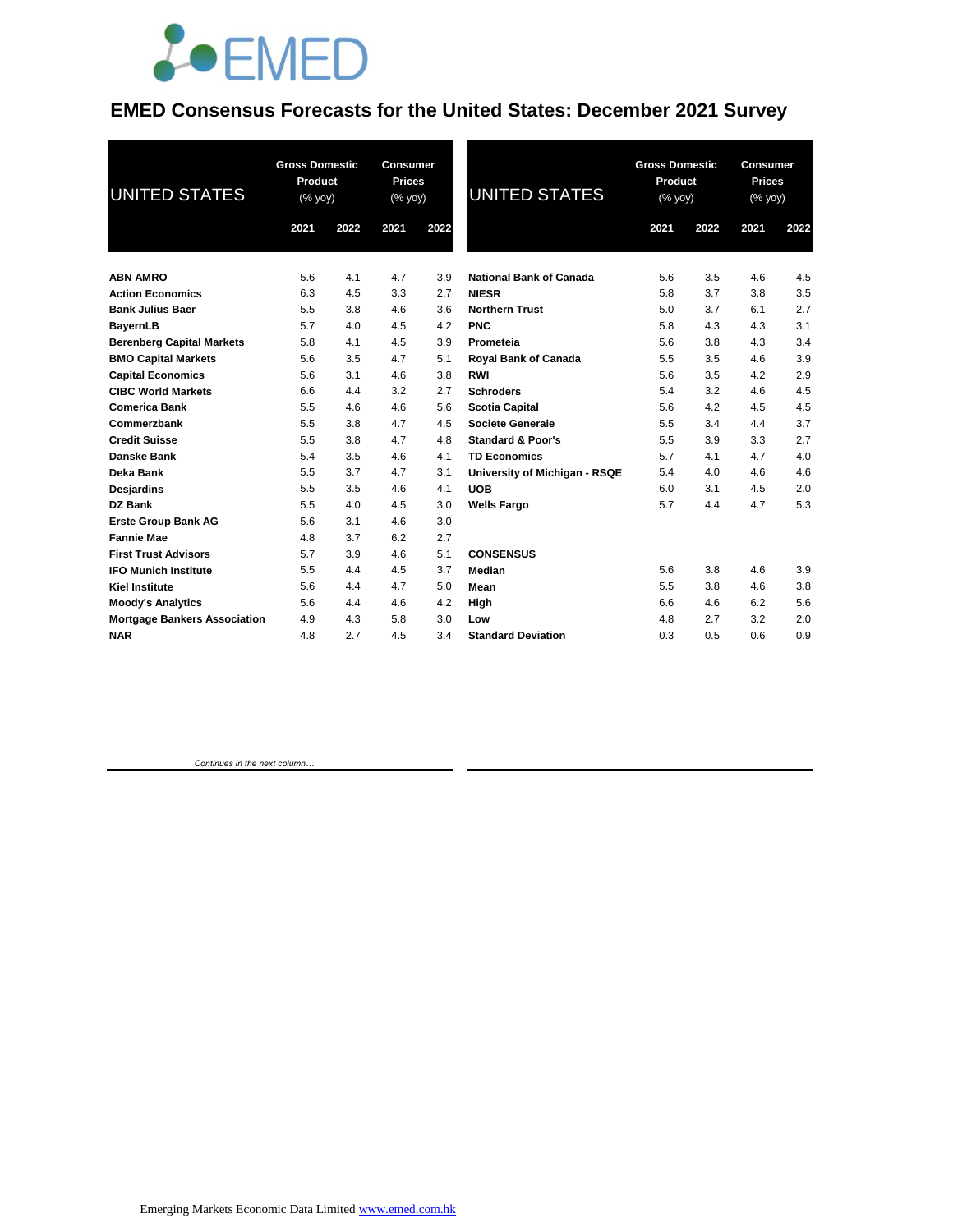# EMED Consensus Forecasts for the United States: December 2021 Survey

| UNITED STATES | Gross Domestic Product (% yoy) | | Consumer Prices (% yoy) | |
|---|---|---|---|---|
| | 2021 | 2022 | 2021 | 2022 |
| **ABN AMRO** | 5.6 | 4.1 | 4.7 | 3.9 |
| **Action Economics** | 6.3 | 4.5 | 3.3 | 2.7 |
| **Bank Julius Baer** | 5.5 | 3.8 | 4.6 | 3.6 |
| **BayernLB** | 5.7 | 4.0 | 4.5 | 4.2 |
| **Berenberg Capital Markets** | 5.8 | 4.1 | 4.5 | 3.9 |
| **BMO Capital Markets** | 5.6 | 3.5 | 4.7 | 5.1 |
| **Capital Economics** | 5.6 | 3.1 | 4.6 | 3.8 |
| **CIBC World Markets** | 6.6 | 4.4 | 3.2 | 2.7 |
| **Comerica Bank** | 5.5 | 4.6 | 4.6 | 5.6 |
| **Commerzbank** | 5.5 | 3.8 | 4.7 | 4.5 |
| **Credit Suisse** | 5.5 | 3.8 | 4.7 | 4.8 |
| **Danske Bank** | 5.4 | 3.5 | 4.6 | 4.1 |
| **Deka Bank** | 5.5 | 3.7 | 4.7 | 3.1 |
| **Desjardins** | 5.5 | 3.5 | 4.6 | 4.1 |
| **DZ Bank** | 5.5 | 4.0 | 4.5 | 3.0 |
| **Erste Group Bank AG** | 5.6 | 3.1 | 4.6 | 3.0 |
| **Fannie Mae** | 4.8 | 3.7 | 6.2 | 2.7 |
| **First Trust Advisors** | 5.7 | 3.9 | 4.6 | 5.1 |
| **IFO Munich Institute** | 5.5 | 4.4 | 4.5 | 3.7 |
| **Kiel Institute** | 5.6 | 4.4 | 4.7 | 5.0 |
| **Moody's Analytics** | 5.6 | 4.4 | 4.6 | 4.2 |
| **Mortgage Bankers Association** | 4.9 | 4.3 | 5.8 | 3.0 |
| **NAR** | 4.8 | 2.7 | 4.5 | 3.4 |
| **National Bank of Canada** | 5.6 | 3.5 | 4.6 | 4.5 |
| **NIESR** | 5.8 | 3.7 | 3.8 | 3.5 |
| **Northern Trust** | 5.0 | 3.7 | 6.1 | 2.7 |
| **PNC** | 5.8 | 4.3 | 4.3 | 3.1 |
| **Prometeia** | 5.6 | 3.8 | 4.3 | 3.4 |
| **Royal Bank of Canada** | 5.5 | 3.5 | 4.6 | 3.9 |
| **RWI** | 5.6 | 3.5 | 4.2 | 2.9 |
| **Schroders** | 5.4 | 3.2 | 4.6 | 4.5 |
| **Scotia Capital** | 5.6 | 4.2 | 4.5 | 4.5 |
| **Societe Generale** | 5.5 | 3.4 | 4.4 | 3.7 |
| **Standard & Poor's** | 5.5 | 3.9 | 3.3 | 2.7 |
| **TD Economics** | 5.7 | 4.1 | 4.7 | 4.0 |
| **University of Michigan - RSQE** | 5.4 | 4.0 | 4.6 | 4.6 |
| **UOB** | 6.0 | 3.1 | 4.5 | 2.0 |
| **Wells Fargo** | 5.7 | 4.4 | 4.7 | 5.3 |
| **CONSENSUS** | | | | |
| **Median** | 5.6 | 3.8 | 4.6 | 3.9 |
| **Mean** | 5.5 | 3.8 | 4.6 | 3.8 |
| **High** | 6.6 | 4.6 | 6.2 | 5.6 |
| **Low** | 4.8 | 2.7 | 3.2 | 2.0 |
| **Standard Deviation** | 0.3 | 0.5 | 0.6 | 0.9 |

*Continues in the next column…*

Emerging Markets Economic Data Limited www.emed.com.hk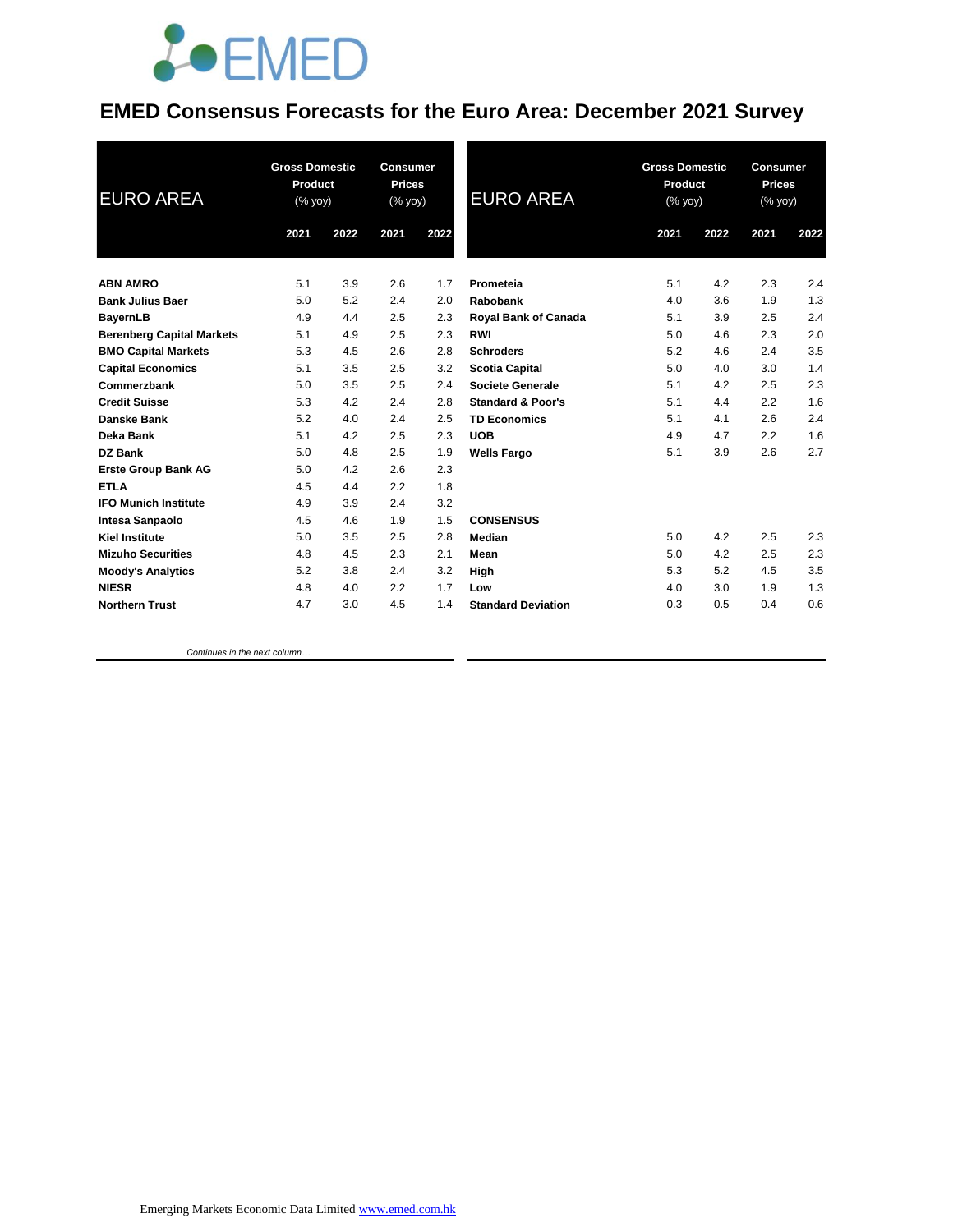# EMED Consensus Forecasts for the Euro Area: December 2021 Survey

| EURO AREA | Gross Domestic Product (% yoy) | | Consumer Prices (% yoy) | |
|---|---|---|---|---|
| | 2021 | 2022 | 2021 | 2022 |
| **ABN AMRO** | 5.1 | 3.9 | 2.6 | 1.7 |
| **Bank Julius Baer** | 5.0 | 5.2 | 2.4 | 2.0 |
| **BayernLB** | 4.9 | 4.4 | 2.5 | 2.3 |
| **Berenberg Capital Markets** | 5.1 | 4.9 | 2.5 | 2.3 |
| **BMO Capital Markets** | 5.3 | 4.5 | 2.6 | 2.8 |
| **Capital Economics** | 5.1 | 3.5 | 2.5 | 3.2 |
| **Commerzbank** | 5.0 | 3.5 | 2.5 | 2.4 |
| **Credit Suisse** | 5.3 | 4.2 | 2.4 | 2.8 |
| **Danske Bank** | 5.2 | 4.0 | 2.4 | 2.5 |
| **Deka Bank** | 5.1 | 4.2 | 2.5 | 2.3 |
| **DZ Bank** | 5.0 | 4.8 | 2.5 | 1.9 |
| **Erste Group Bank AG** | 5.0 | 4.2 | 2.6 | 2.3 |
| **ETLA** | 4.5 | 4.4 | 2.2 | 1.8 |
| **IFO Munich Institute** | 4.9 | 3.9 | 2.4 | 3.2 |
| **Intesa Sanpaolo** | 4.5 | 4.6 | 1.9 | 1.5 |
| **Kiel Institute** | 5.0 | 3.5 | 2.5 | 2.8 |
| **Mizuho Securities** | 4.8 | 4.5 | 2.3 | 2.1 |
| **Moody's Analytics** | 5.2 | 3.8 | 2.4 | 3.2 |
| **NIESR** | 4.8 | 4.0 | 2.2 | 1.7 |
| **Northern Trust** | 4.7 | 3.0 | 4.5 | 1.4 |

*Continues in the next column…*

| EURO AREA | Gross Domestic Product (% yoy) | | Consumer Prices (% yoy) | |
|---|---|---|---|---|
| | 2021 | 2022 | 2021 | 2022 |
| **Prometeia** | 5.1 | 4.2 | 2.3 | 2.4 |
| **Rabobank** | 4.0 | 3.6 | 1.9 | 1.3 |
| **Royal Bank of Canada** | 5.1 | 3.9 | 2.5 | 2.4 |
| **RWI** | 5.0 | 4.6 | 2.3 | 2.0 |
| **Schroders** | 5.2 | 4.6 | 2.4 | 3.5 |
| **Scotia Capital** | 5.0 | 4.0 | 3.0 | 1.4 |
| **Societe Generale** | 5.1 | 4.2 | 2.5 | 2.3 |
| **Standard & Poor's** | 5.1 | 4.4 | 2.2 | 1.6 |
| **TD Economics** | 5.1 | 4.1 | 2.6 | 2.4 |
| **UOB** | 4.9 | 4.7 | 2.2 | 1.6 |
| **Wells Fargo** | 5.1 | 3.9 | 2.6 | 2.7 |
| | | | | |
| **CONSENSUS** | | | | |
| **Median** | 5.0 | 4.2 | 2.5 | 2.3 |
| **Mean** | 5.0 | 4.2 | 2.5 | 2.3 |
| **High** | 5.3 | 5.2 | 4.5 | 3.5 |
| **Low** | 4.0 | 3.0 | 1.9 | 1.3 |
| **Standard Deviation** | 0.3 | 0.5 | 0.4 | 0.6 |

Emerging Markets Economic Data Limited www.emed.com.hk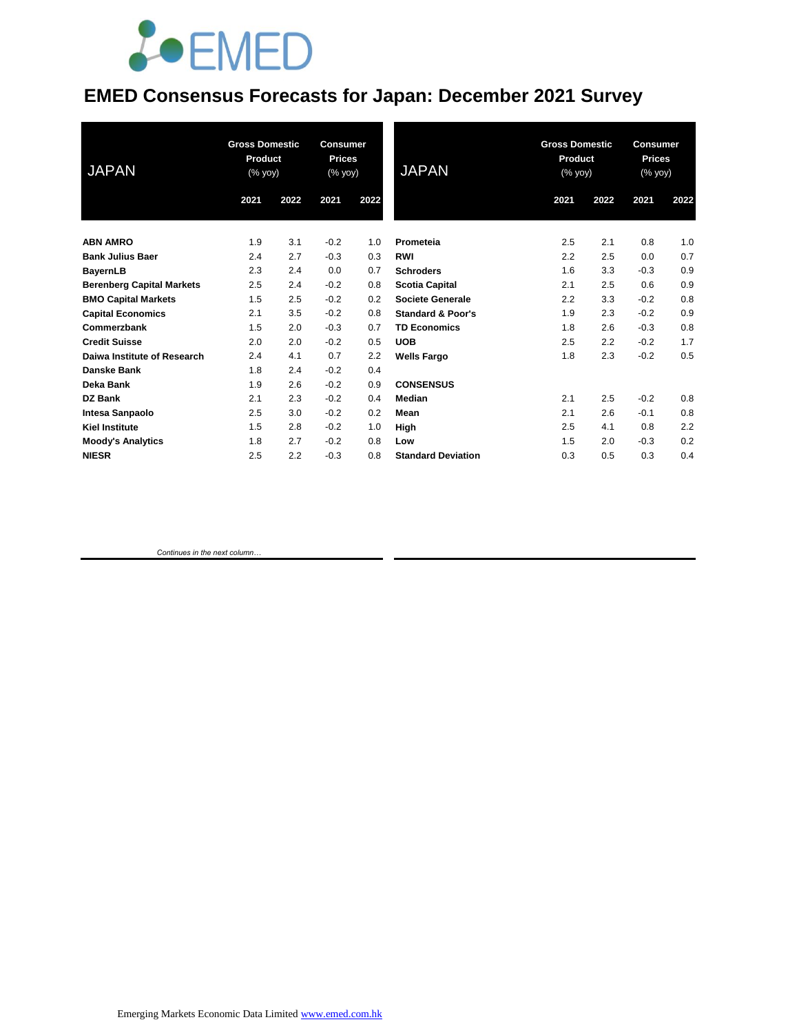# EMED Consensus Forecasts for Japan: December 2021 Survey

| JAPAN | Gross Domestic Product (% yoy) | | Consumer Prices (% yoy) | |
|---|---|---|---|---|
| | 2021 | 2022 | 2021 | 2022 |
| **ABN AMRO** | 1.9 | 3.1 | -0.2 | 1.0 |
| **Bank Julius Baer** | 2.4 | 2.7 | -0.3 | 0.3 |
| **BayernLB** | 2.3 | 2.4 | 0.0 | 0.7 |
| **Berenberg Capital Markets** | 2.5 | 2.4 | -0.2 | 0.8 |
| **BMO Capital Markets** | 1.5 | 2.5 | -0.2 | 0.2 |
| **Capital Economics** | 2.1 | 3.5 | -0.2 | 0.8 |
| **Commerzbank** | 1.5 | 2.0 | -0.3 | 0.7 |
| **Credit Suisse** | 2.0 | 2.0 | -0.2 | 0.5 |
| **Daiwa Institute of Research** | 2.4 | 4.1 | 0.7 | 2.2 |
| **Danske Bank** | 1.8 | 2.4 | -0.2 | 0.4 |
| **Deka Bank** | 1.9 | 2.6 | -0.2 | 0.9 |
| **DZ Bank** | 2.1 | 2.3 | -0.2 | 0.4 |
| **Intesa Sanpaolo** | 2.5 | 3.0 | -0.2 | 0.2 |
| **Kiel Institute** | 1.5 | 2.8 | -0.2 | 1.0 |
| **Moody's Analytics** | 1.8 | 2.7 | -0.2 | 0.8 |
| **NIESR** | 2.5 | 2.2 | -0.3 | 0.8 |
| **Prometeia** | 2.5 | 2.1 | 0.8 | 1.0 |
| **RWI** | 2.2 | 2.5 | 0.0 | 0.7 |
| **Schroders** | 1.6 | 3.3 | -0.3 | 0.9 |
| **Scotia Capital** | 2.1 | 2.5 | 0.6 | 0.9 |
| **Societe Generale** | 2.2 | 3.3 | -0.2 | 0.8 |
| **Standard & Poor's** | 1.9 | 2.3 | -0.2 | 0.9 |
| **TD Economics** | 1.8 | 2.6 | -0.3 | 0.8 |
| **UOB** | 2.5 | 2.2 | -0.2 | 1.7 |
| **Wells Fargo** | 1.8 | 2.3 | -0.2 | 0.5 |
| **CONSENSUS** | | | | |
| **Median** | 2.1 | 2.5 | -0.2 | 0.8 |
| **Mean** | 2.1 | 2.6 | -0.1 | 0.8 |
| **High** | 2.5 | 4.1 | 0.8 | 2.2 |
| **Low** | 1.5 | 2.0 | -0.3 | 0.2 |
| **Standard Deviation** | 0.3 | 0.5 | 0.3 | 0.4 |

*Continues in the next column…*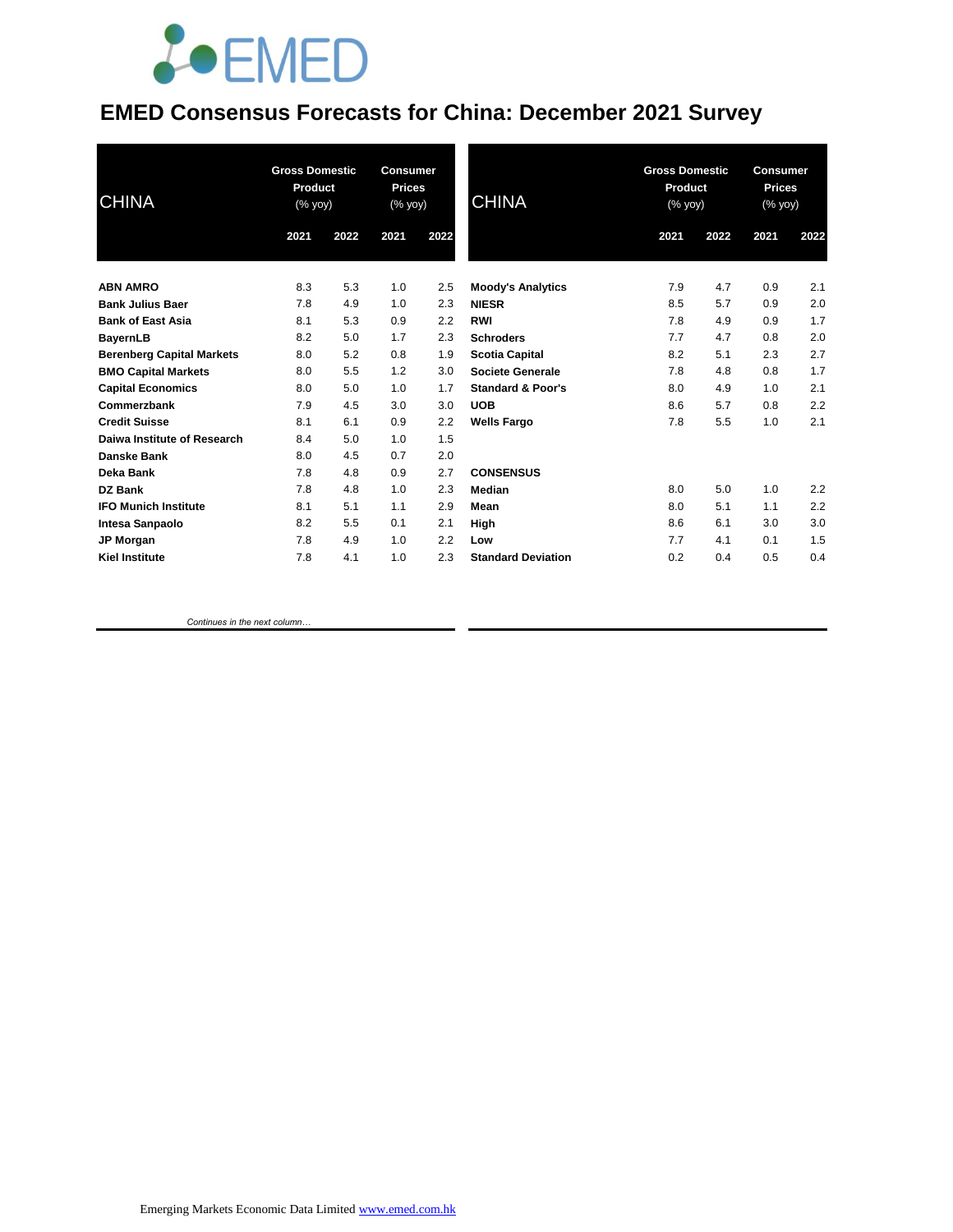# EMED Consensus Forecasts for China: December 2021 Survey

| CHINA | Gross Domestic Product (% yoy) | | Consumer Prices (% yoy) | |
|---|---|---|---|---|
| | 2021 | 2022 | 2021 | 2022 |
| ABN AMRO | 8.3 | 5.3 | 1.0 | 2.5 |
| Bank Julius Baer | 7.8 | 4.9 | 1.0 | 2.3 |
| Bank of East Asia | 8.1 | 5.3 | 0.9 | 2.2 |
| BayernLB | 8.2 | 5.0 | 1.7 | 2.3 |
| Berenberg Capital Markets | 8.0 | 5.2 | 0.8 | 1.9 |
| BMO Capital Markets | 8.0 | 5.5 | 1.2 | 3.0 |
| Capital Economics | 8.0 | 5.0 | 1.0 | 1.7 |
| Commerzbank | 7.9 | 4.5 | 3.0 | 3.0 |
| Credit Suisse | 8.1 | 6.1 | 0.9 | 2.2 |
| Daiwa Institute of Research | 8.4 | 5.0 | 1.0 | 1.5 |
| Danske Bank | 8.0 | 4.5 | 0.7 | 2.0 |
| Deka Bank | 7.8 | 4.8 | 0.9 | 2.7 |
| DZ Bank | 7.8 | 4.8 | 1.0 | 2.3 |
| IFO Munich Institute | 8.1 | 5.1 | 1.1 | 2.9 |
| Intesa Sanpaolo | 8.2 | 5.5 | 0.1 | 2.1 |
| JP Morgan | 7.8 | 4.9 | 1.0 | 2.2 |
| Kiel Institute | 7.8 | 4.1 | 1.0 | 2.3 |

*Continues in the next column…*

| CHINA | Gross Domestic Product (% yoy) | | Consumer Prices (% yoy) | |
|---|---|---|---|---|
| | 2021 | 2022 | 2021 | 2022 |
| Moody's Analytics | 7.9 | 4.7 | 0.9 | 2.1 |
| NIESR | 8.5 | 5.7 | 0.9 | 2.0 |
| RWI | 7.8 | 4.9 | 0.9 | 1.7 |
| Schroders | 7.7 | 4.7 | 0.8 | 2.0 |
| Scotia Capital | 8.2 | 5.1 | 2.3 | 2.7 |
| Societe Generale | 7.8 | 4.8 | 0.8 | 1.7 |
| Standard & Poor's | 8.0 | 4.9 | 1.0 | 2.1 |
| UOB | 8.6 | 5.7 | 0.8 | 2.2 |
| Wells Fargo | 7.8 | 5.5 | 1.0 | 2.1 |
| **CONSENSUS** | | | | |
| Median | 8.0 | 5.0 | 1.0 | 2.2 |
| Mean | 8.0 | 5.1 | 1.1 | 2.2 |
| High | 8.6 | 6.1 | 3.0 | 3.0 |
| Low | 7.7 | 4.1 | 0.1 | 1.5 |
| Standard Deviation | 0.2 | 0.4 | 0.5 | 0.4 |

Emerging Markets Economic Data Limited www.emed.com.hk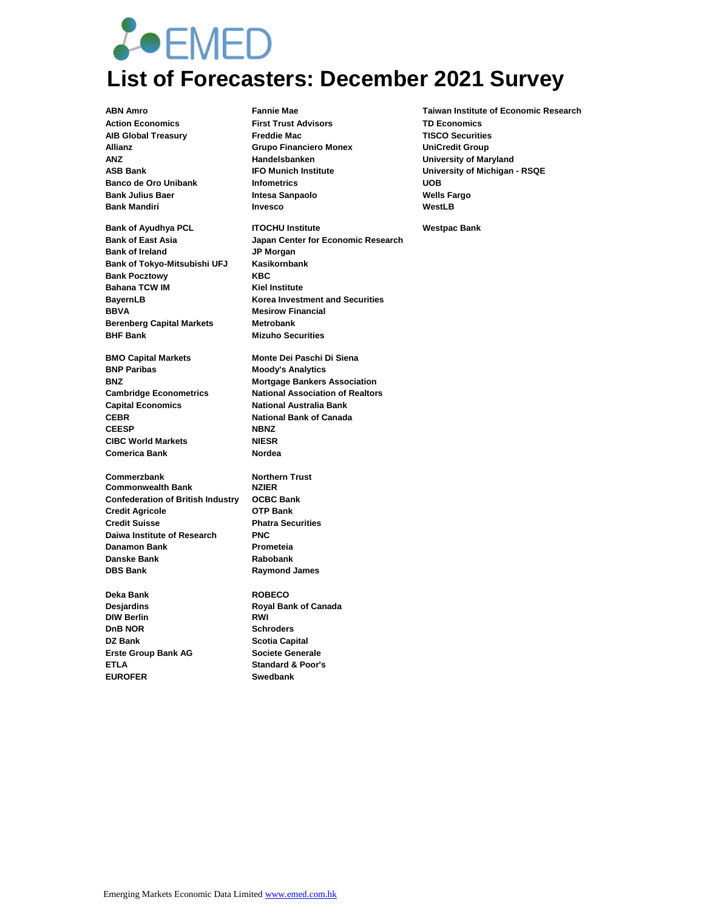EMED

# List of Forecasters: December 2021 Survey

ABN Amro
Action Economics
AIB Global Treasury
Allianz
ANZ
ASB Bank
Banco de Oro Unibank
Bank Julius Baer
Bank Mandiri

Bank of Ayudhya PCL
Bank of East Asia
Bank of Ireland
Bank of Tokyo-Mitsubishi UFJ
Bank Pocztowy
Bahana TCW IM
BayernLB
BBVA
Berenberg Capital Markets
BHF Bank

BMO Capital Markets
BNP Paribas
BNZ
Cambridge Econometrics
Capital Economics
CEBR
CEESP
CIBC World Markets
Comerica Bank

Commerzbank
Commonwealth Bank
Confederation of British Industry
Credit Agricole
Credit Suisse
Daiwa Institute of Research
Danamon Bank
Danske Bank
DBS Bank

Deka Bank
Desjardins
DIW Berlin
DnB NOR
DZ Bank
Erste Group Bank AG
ETLA
EUROFER

Fannie Mae
First Trust Advisors
Freddie Mac
Grupo Financiero Monex
Handelsbanken
IFO Munich Institute
Infometrics
Intesa Sanpaolo
Invesco

ITOCHU Institute
Japan Center for Economic Research
JP Morgan
Kasikornbank
KBC
Kiel Institute
Korea Investment and Securities
Mesirow Financial
Metrobank
Mizuho Securities

Monte Dei Paschi Di Siena
Moody's Analytics
Mortgage Bankers Association
National Association of Realtors
National Australia Bank
National Bank of Canada
NBNZ
NIESR
Nordea

Northern Trust
NZIER
OCBC Bank
OTP Bank
Phatra Securities
PNC
Prometeia
Rabobank
Raymond James

ROBECO
Royal Bank of Canada
RWI
Schroders
Scotia Capital
Societe Generale
Standard & Poor's
Swedbank

Taiwan Institute of Economic Research
TD Economics
TISCO Securities
UniCredit Group
University of Maryland
University of Michigan - RSQE
UOB
Wells Fargo
WestLB

Westpac Bank

Emerging Markets Economic Data Limited www.emed.com.hk